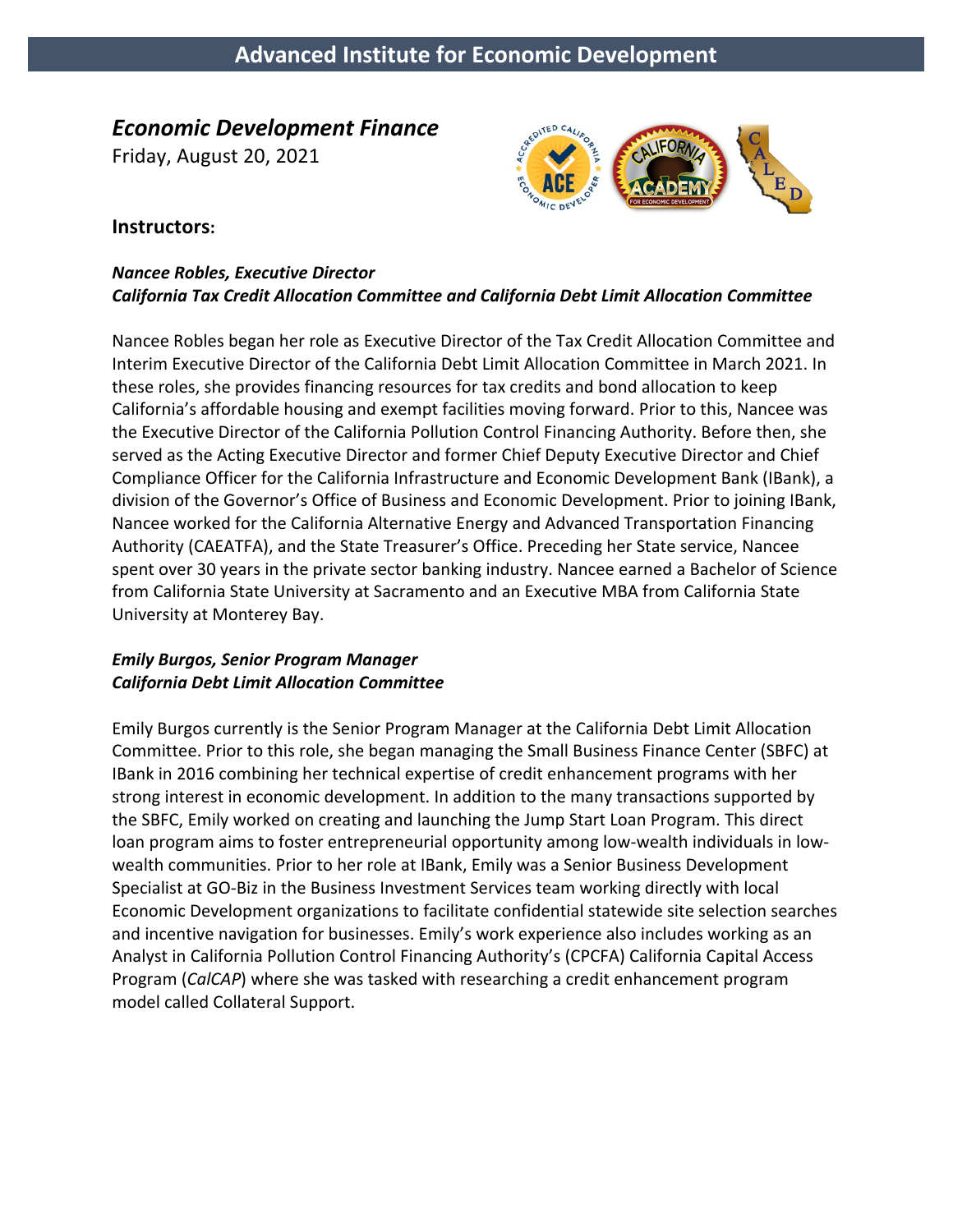# Advanced Institute for Economic Development

## *Economic Development Finance*

Friday, August 20, 2021

### Instructors:

***Nancee Robles, Executive Director***
***California Tax Credit Allocation Committee and California Debt Limit Allocation Committee***

Nancee Robles began her role as Executive Director of the Tax Credit Allocation Committee and Interim Executive Director of the California Debt Limit Allocation Committee in March 2021. In these roles, she provides financing resources for tax credits and bond allocation to keep California's affordable housing and exempt facilities moving forward. Prior to this, Nancee was the Executive Director of the California Pollution Control Financing Authority. Before then, she served as the Acting Executive Director and former Chief Deputy Executive Director and Chief Compliance Officer for the California Infrastructure and Economic Development Bank (IBank), a division of the Governor's Office of Business and Economic Development. Prior to joining IBank, Nancee worked for the California Alternative Energy and Advanced Transportation Financing Authority (CAEATFA), and the State Treasurer's Office. Preceding her State service, Nancee spent over 30 years in the private sector banking industry. Nancee earned a Bachelor of Science from California State University at Sacramento and an Executive MBA from California State University at Monterey Bay.

***Emily Burgos, Senior Program Manager***
***California Debt Limit Allocation Committee***

Emily Burgos currently is the Senior Program Manager at the California Debt Limit Allocation Committee. Prior to this role, she began managing the Small Business Finance Center (SBFC) at IBank in 2016 combining her technical expertise of credit enhancement programs with her strong interest in economic development. In addition to the many transactions supported by the SBFC, Emily worked on creating and launching the Jump Start Loan Program. This direct loan program aims to foster entrepreneurial opportunity among low-wealth individuals in low-wealth communities. Prior to her role at IBank, Emily was a Senior Business Development Specialist at GO-Biz in the Business Investment Services team working directly with local Economic Development organizations to facilitate confidential statewide site selection searches and incentive navigation for businesses. Emily's work experience also includes working as an Analyst in California Pollution Control Financing Authority's (CPCFA) California Capital Access Program (*CalCAP*) where she was tasked with researching a credit enhancement program model called Collateral Support.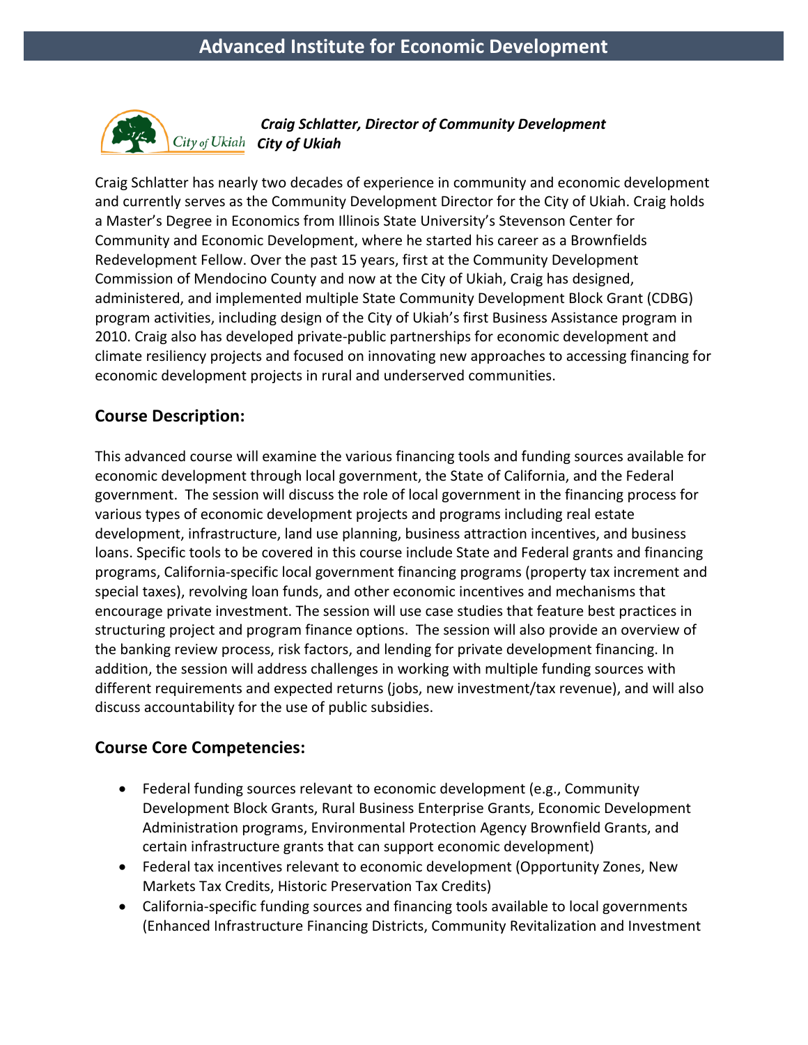## Advanced Institute for Economic Development

***Craig Schlatter, Director of Community Development***
***City of Ukiah***

Craig Schlatter has nearly two decades of experience in community and economic development and currently serves as the Community Development Director for the City of Ukiah. Craig holds a Master's Degree in Economics from Illinois State University's Stevenson Center for Community and Economic Development, where he started his career as a Brownfields Redevelopment Fellow. Over the past 15 years, first at the Community Development Commission of Mendocino County and now at the City of Ukiah, Craig has designed, administered, and implemented multiple State Community Development Block Grant (CDBG) program activities, including design of the City of Ukiah's first Business Assistance program in 2010. Craig also has developed private-public partnerships for economic development and climate resiliency projects and focused on innovating new approaches to accessing financing for economic development projects in rural and underserved communities.

### Course Description:

This advanced course will examine the various financing tools and funding sources available for economic development through local government, the State of California, and the Federal government. The session will discuss the role of local government in the financing process for various types of economic development projects and programs including real estate development, infrastructure, land use planning, business attraction incentives, and business loans. Specific tools to be covered in this course include State and Federal grants and financing programs, California-specific local government financing programs (property tax increment and special taxes), revolving loan funds, and other economic incentives and mechanisms that encourage private investment. The session will use case studies that feature best practices in structuring project and program finance options. The session will also provide an overview of the banking review process, risk factors, and lending for private development financing. In addition, the session will address challenges in working with multiple funding sources with different requirements and expected returns (jobs, new investment/tax revenue), and will also discuss accountability for the use of public subsidies.

### Course Core Competencies:

- Federal funding sources relevant to economic development (e.g., Community Development Block Grants, Rural Business Enterprise Grants, Economic Development Administration programs, Environmental Protection Agency Brownfield Grants, and certain infrastructure grants that can support economic development)
- Federal tax incentives relevant to economic development (Opportunity Zones, New Markets Tax Credits, Historic Preservation Tax Credits)
- California-specific funding sources and financing tools available to local governments (Enhanced Infrastructure Financing Districts, Community Revitalization and Investment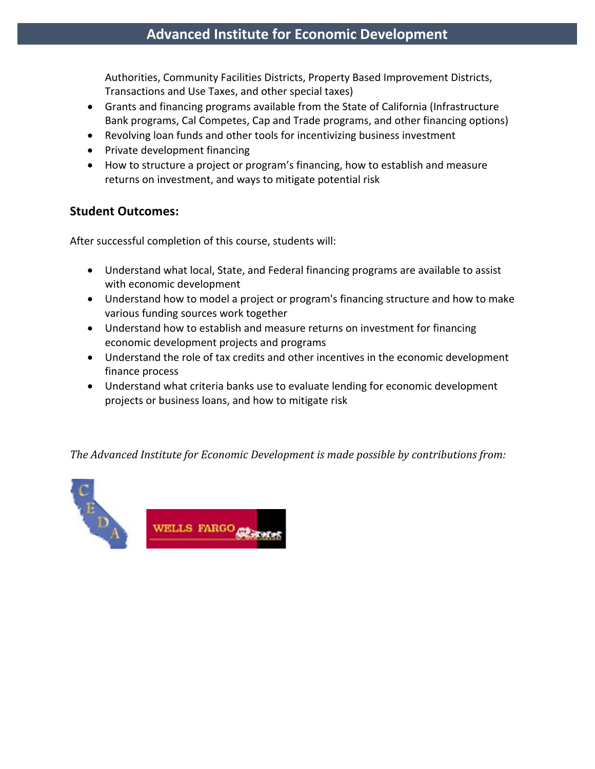Authorities, Community Facilities Districts, Property Based Improvement Districts, Transactions and Use Taxes, and other special taxes)

- Grants and financing programs available from the State of California (Infrastructure Bank programs, Cal Competes, Cap and Trade programs, and other financing options)
- Revolving loan funds and other tools for incentivizing business investment
- Private development financing
- How to structure a project or program's financing, how to establish and measure returns on investment, and ways to mitigate potential risk

### Student Outcomes:

After successful completion of this course, students will:

- Understand what local, State, and Federal financing programs are available to assist with economic development
- Understand how to model a project or program's financing structure and how to make various funding sources work together
- Understand how to establish and measure returns on investment for financing economic development projects and programs
- Understand the role of tax credits and other incentives in the economic development finance process
- Understand what criteria banks use to evaluate lending for economic development projects or business loans, and how to mitigate risk

*The Advanced Institute for Economic Development is made possible by contributions from:*

CEDA

WELLS FARGO